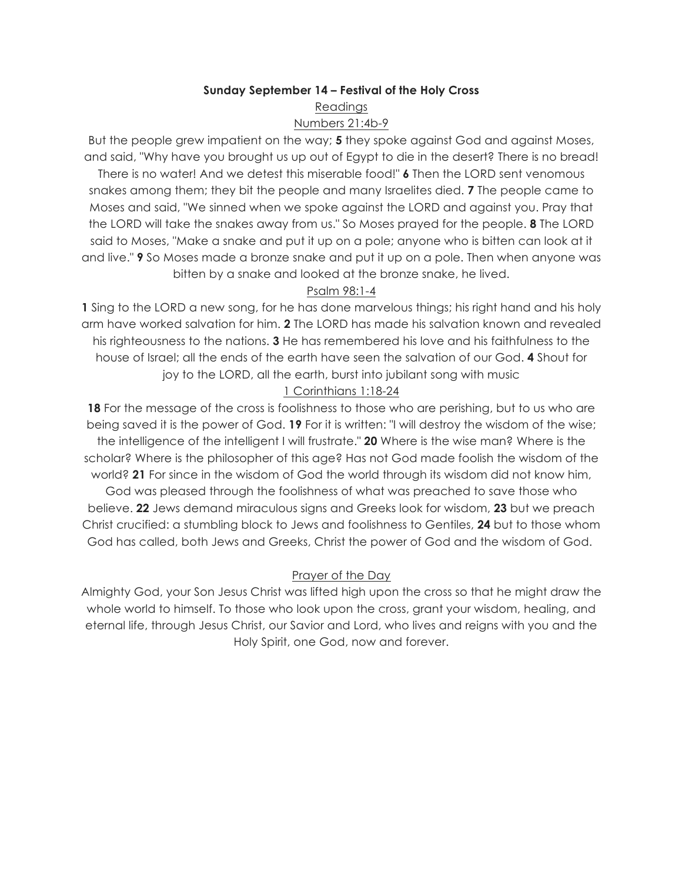**Sunday September 14 – Festival of the Holy Cross**

Readings

Numbers 21:4b-9

But the people grew impatient on the way; **5** they spoke against God and against Moses, and said, "Why have you brought us up out of Egypt to die in the desert? There is no bread! There is no water! And we detest this miserable food!" **6** Then the LORD sent venomous snakes among them; they bit the people and many Israelites died. **7** The people came to Moses and said, "We sinned when we spoke against the LORD and against you. Pray that the LORD will take the snakes away from us." So Moses prayed for the people. **8** The LORD said to Moses, "Make a snake and put it up on a pole; anyone who is bitten can look at it and live." **9** So Moses made a bronze snake and put it up on a pole. Then when anyone was bitten by a snake and looked at the bronze snake, he lived.

Psalm 98:1-4

**1** Sing to the LORD a new song, for he has done marvelous things; his right hand and his holy arm have worked salvation for him. **2** The LORD has made his salvation known and revealed his righteousness to the nations. **3** He has remembered his love and his faithfulness to the house of Israel; all the ends of the earth have seen the salvation of our God. **4** Shout for joy to the LORD, all the earth, burst into jubilant song with music

1 Corinthians 1:18-24

**18** For the message of the cross is foolishness to those who are perishing, but to us who are being saved it is the power of God. **19** For it is written: "I will destroy the wisdom of the wise; the intelligence of the intelligent I will frustrate." **20** Where is the wise man? Where is the scholar? Where is the philosopher of this age? Has not God made foolish the wisdom of the world? **21** For since in the wisdom of God the world through its wisdom did not know him, God was pleased through the foolishness of what was preached to save those who believe. **22** Jews demand miraculous signs and Greeks look for wisdom, **23** but we preach Christ crucified: a stumbling block to Jews and foolishness to Gentiles, **24** but to those whom God has called, both Jews and Greeks, Christ the power of God and the wisdom of God.

Prayer of the Day

Almighty God, your Son Jesus Christ was lifted high upon the cross so that he might draw the whole world to himself. To those who look upon the cross, grant your wisdom, healing, and eternal life, through Jesus Christ, our Savior and Lord, who lives and reigns with you and the Holy Spirit, one God, now and forever.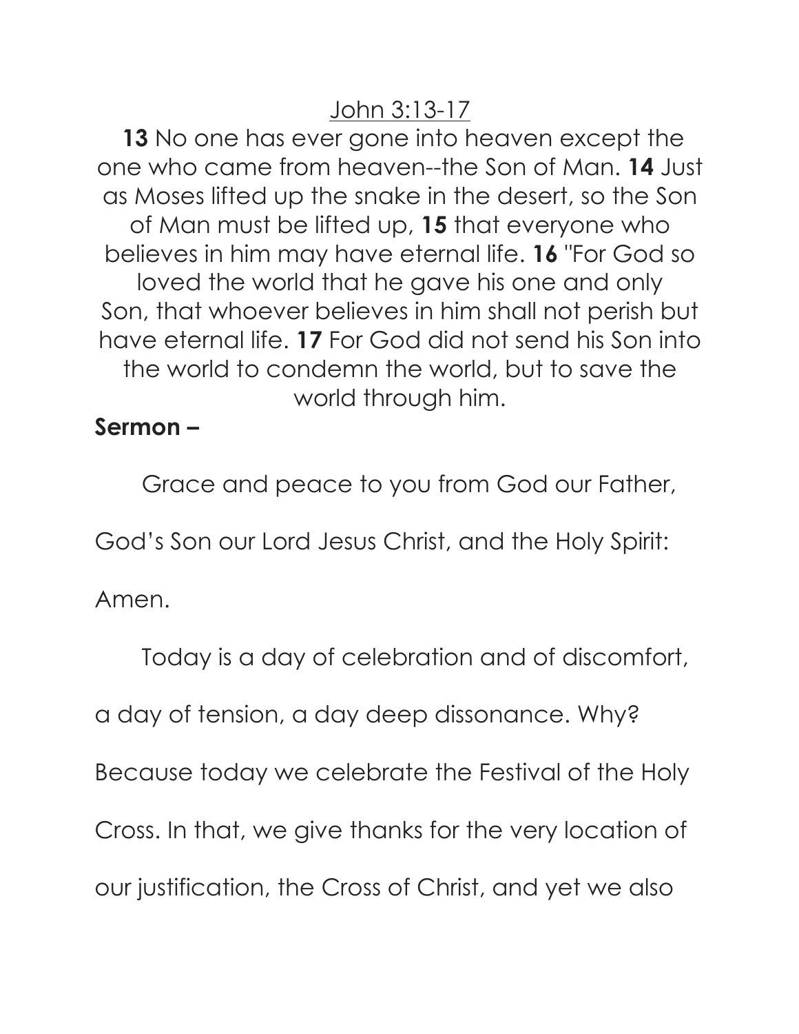<u>John 3:13-17</u>

**13** No one has ever gone into heaven except the one who came from heaven--the Son of Man. **14** Just as Moses lifted up the snake in the desert, so the Son of Man must be lifted up, **15** that everyone who believes in him may have eternal life. **16** "For God so loved the world that he gave his one and only Son, that whoever believes in him shall not perish but have eternal life. **17** For God did not send his Son into the world to condemn the world, but to save the world through him.

**Sermon –**

Grace and peace to you from God our Father, God's Son our Lord Jesus Christ, and the Holy Spirit: Amen.

Today is a day of celebration and of discomfort, a day of tension, a day deep dissonance. Why? Because today we celebrate the Festival of the Holy Cross. In that, we give thanks for the very location of our justification, the Cross of Christ, and yet we also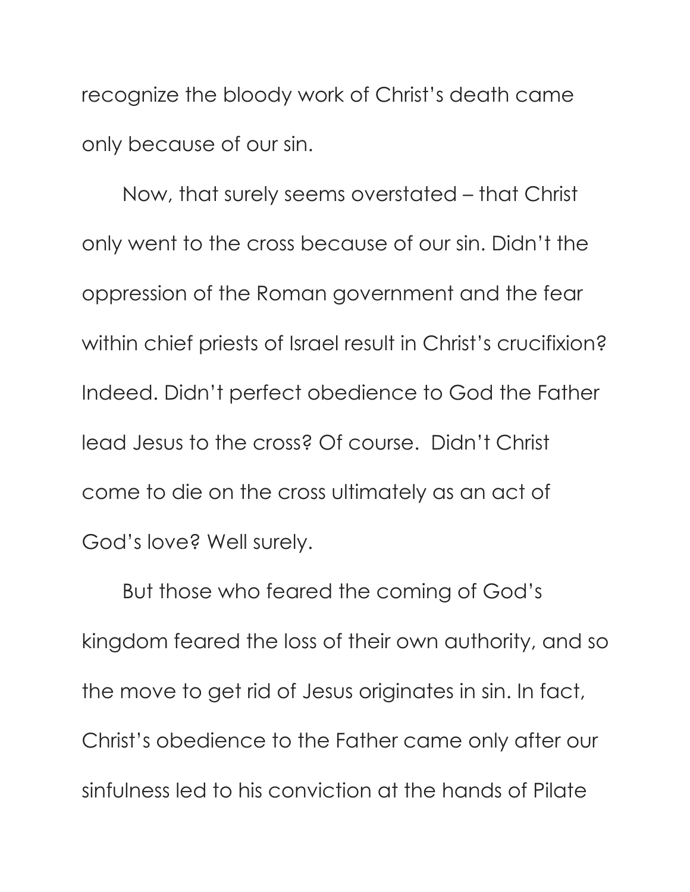recognize the bloody work of Christ's death came only because of our sin.

Now, that surely seems overstated – that Christ only went to the cross because of our sin. Didn't the oppression of the Roman government and the fear within chief priests of Israel result in Christ's crucifixion? Indeed. Didn't perfect obedience to God the Father lead Jesus to the cross? Of course. Didn't Christ come to die on the cross ultimately as an act of God's love? Well surely.

But those who feared the coming of God's kingdom feared the loss of their own authority, and so the move to get rid of Jesus originates in sin. In fact, Christ's obedience to the Father came only after our sinfulness led to his conviction at the hands of Pilate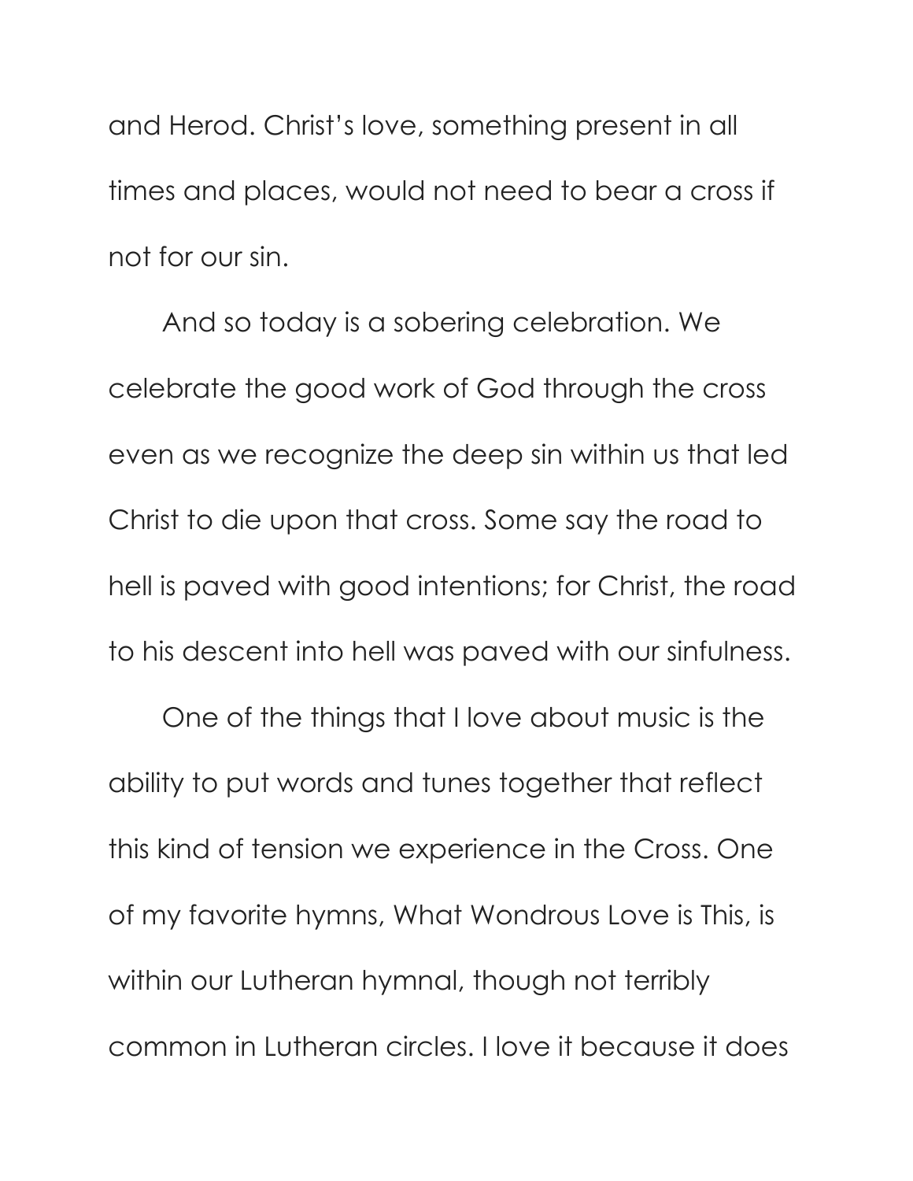and Herod. Christ's love, something present in all times and places, would not need to bear a cross if not for our sin.

And so today is a sobering celebration. We celebrate the good work of God through the cross even as we recognize the deep sin within us that led Christ to die upon that cross. Some say the road to hell is paved with good intentions; for Christ, the road to his descent into hell was paved with our sinfulness.

One of the things that I love about music is the ability to put words and tunes together that reflect this kind of tension we experience in the Cross. One of my favorite hymns, What Wondrous Love is This, is within our Lutheran hymnal, though not terribly common in Lutheran circles. I love it because it does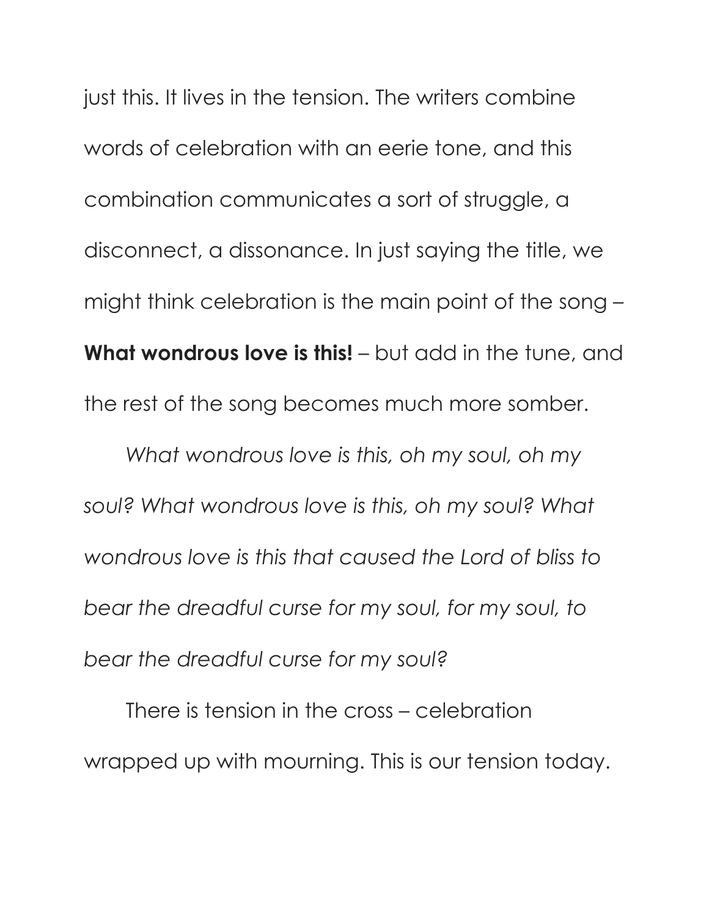just this. It lives in the tension. The writers combine words of celebration with an eerie tone, and this combination communicates a sort of struggle, a disconnect, a dissonance. In just saying the title, we might think celebration is the main point of the song – **What wondrous love is this!** – but add in the tune, and the rest of the song becomes much more somber.

*What wondrous love is this, oh my soul, oh my soul? What wondrous love is this, oh my soul? What wondrous love is this that caused the Lord of bliss to bear the dreadful curse for my soul, for my soul, to bear the dreadful curse for my soul?*

There is tension in the cross – celebration wrapped up with mourning. This is our tension today.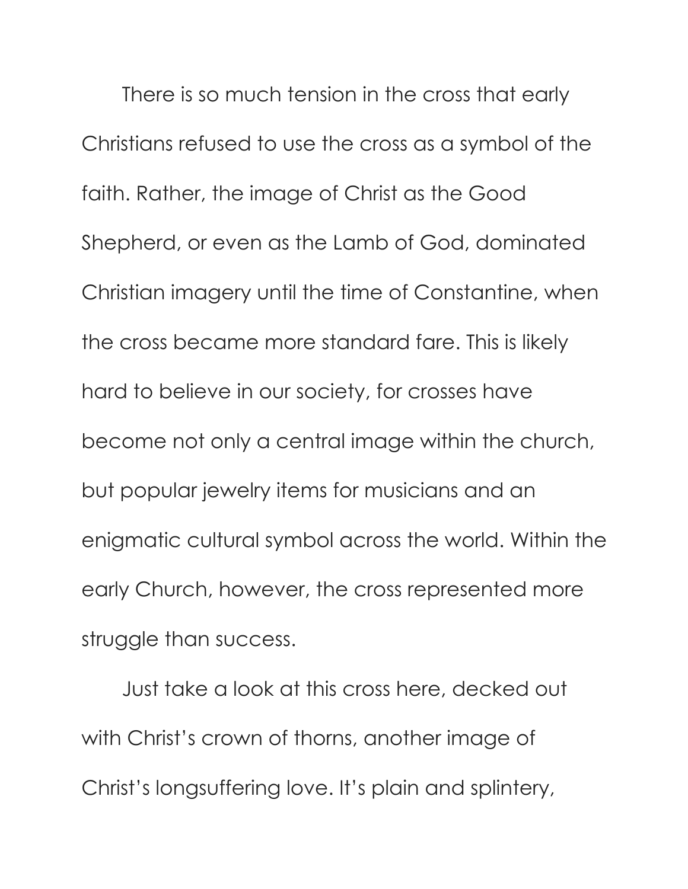There is so much tension in the cross that early Christians refused to use the cross as a symbol of the faith. Rather, the image of Christ as the Good Shepherd, or even as the Lamb of God, dominated Christian imagery until the time of Constantine, when the cross became more standard fare. This is likely hard to believe in our society, for crosses have become not only a central image within the church, but popular jewelry items for musicians and an enigmatic cultural symbol across the world. Within the early Church, however, the cross represented more struggle than success.

Just take a look at this cross here, decked out with Christ's crown of thorns, another image of Christ's longsuffering love. It's plain and splintery,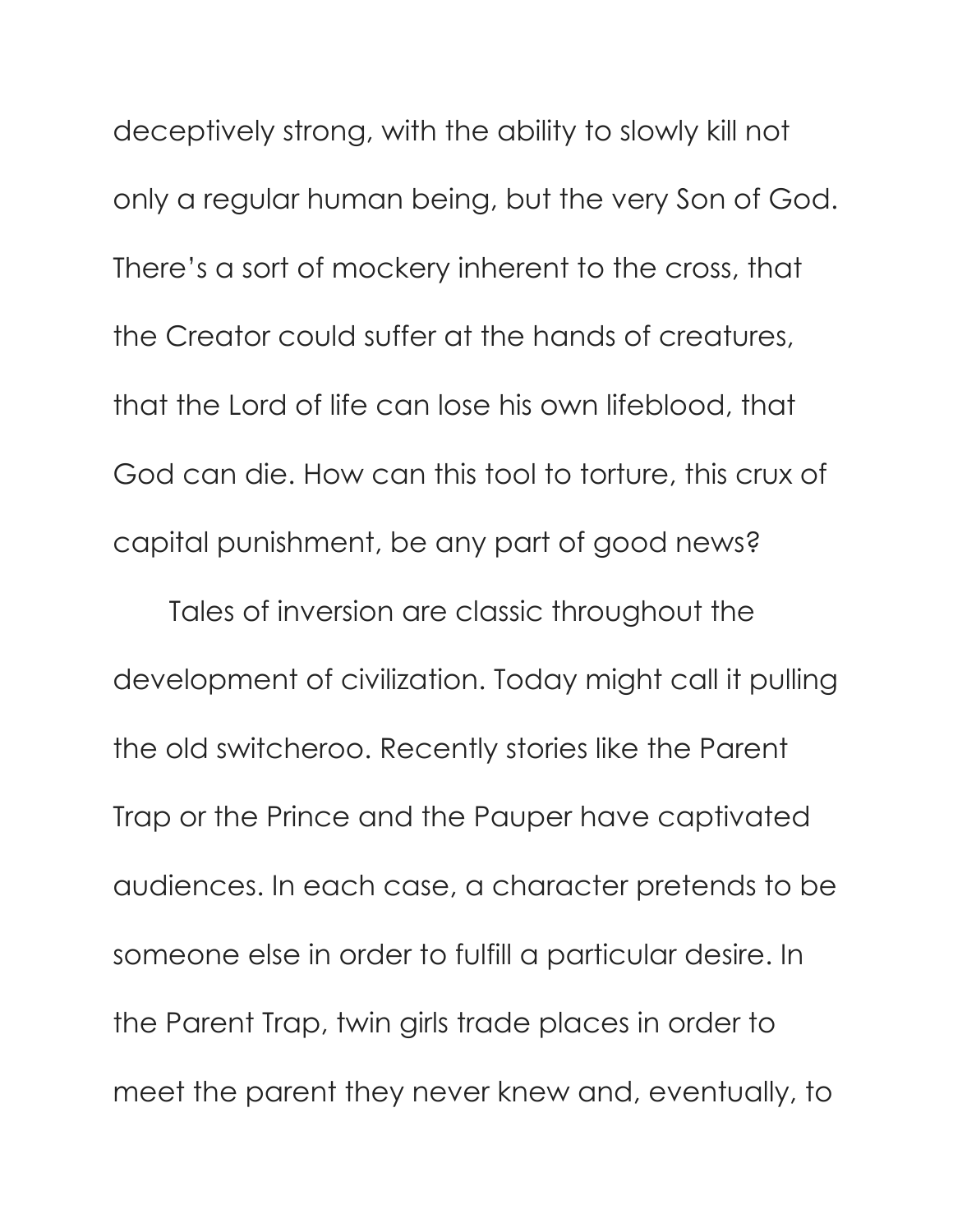deceptively strong, with the ability to slowly kill not only a regular human being, but the very Son of God. There's a sort of mockery inherent to the cross, that the Creator could suffer at the hands of creatures, that the Lord of life can lose his own lifeblood, that God can die. How can this tool to torture, this crux of capital punishment, be any part of good news?

Tales of inversion are classic throughout the development of civilization. Today might call it pulling the old switcheroo. Recently stories like the Parent Trap or the Prince and the Pauper have captivated audiences. In each case, a character pretends to be someone else in order to fulfill a particular desire. In the Parent Trap, twin girls trade places in order to meet the parent they never knew and, eventually, to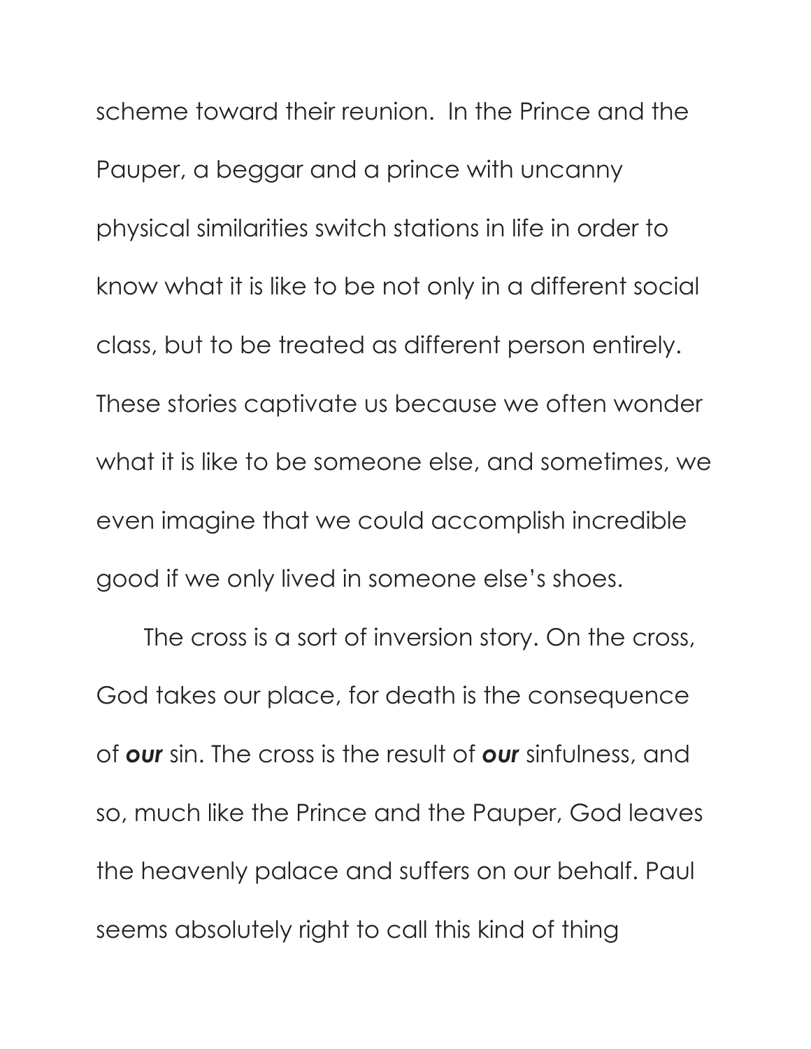scheme toward their reunion. In the Prince and the Pauper, a beggar and a prince with uncanny physical similarities switch stations in life in order to know what it is like to be not only in a different social class, but to be treated as different person entirely. These stories captivate us because we often wonder what it is like to be someone else, and sometimes, we even imagine that we could accomplish incredible good if we only lived in someone else's shoes.

The cross is a sort of inversion story. On the cross, God takes our place, for death is the consequence of ***our*** sin. The cross is the result of ***our*** sinfulness, and so, much like the Prince and the Pauper, God leaves the heavenly palace and suffers on our behalf. Paul seems absolutely right to call this kind of thing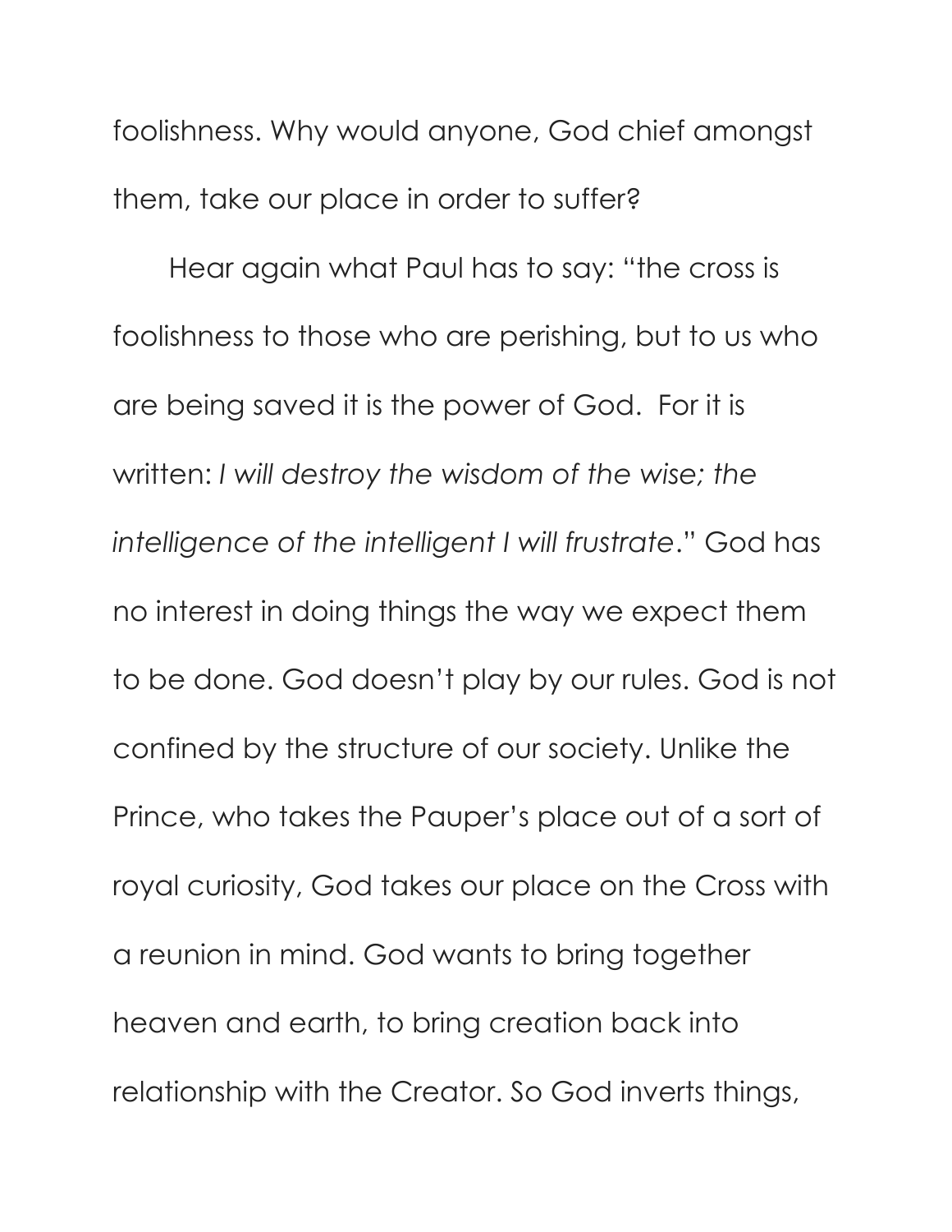foolishness. Why would anyone, God chief amongst them, take our place in order to suffer?

Hear again what Paul has to say: "the cross is foolishness to those who are perishing, but to us who are being saved it is the power of God.  For it is written: *I will destroy the wisdom of the wise; the intelligence of the intelligent I will frustrate*." God has no interest in doing things the way we expect them to be done. God doesn't play by our rules. God is not confined by the structure of our society. Unlike the Prince, who takes the Pauper's place out of a sort of royal curiosity, God takes our place on the Cross with a reunion in mind. God wants to bring together heaven and earth, to bring creation back into relationship with the Creator. So God inverts things,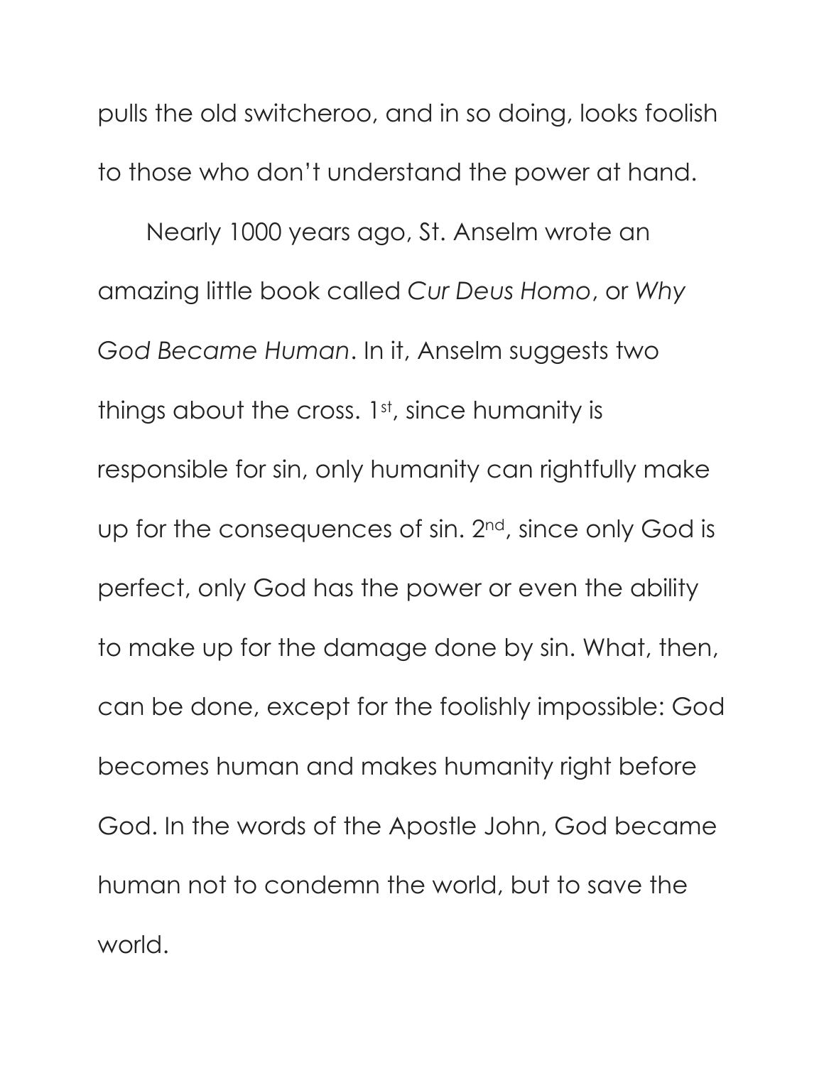pulls the old switcheroo, and in so doing, looks foolish to those who don't understand the power at hand.

Nearly 1000 years ago, St. Anselm wrote an amazing little book called *Cur Deus Homo*, or *Why God Became Human*. In it, Anselm suggests two things about the cross. 1st, since humanity is responsible for sin, only humanity can rightfully make up for the consequences of sin. 2nd, since only God is perfect, only God has the power or even the ability to make up for the damage done by sin. What, then, can be done, except for the foolishly impossible: God becomes human and makes humanity right before God. In the words of the Apostle John, God became human not to condemn the world, but to save the world.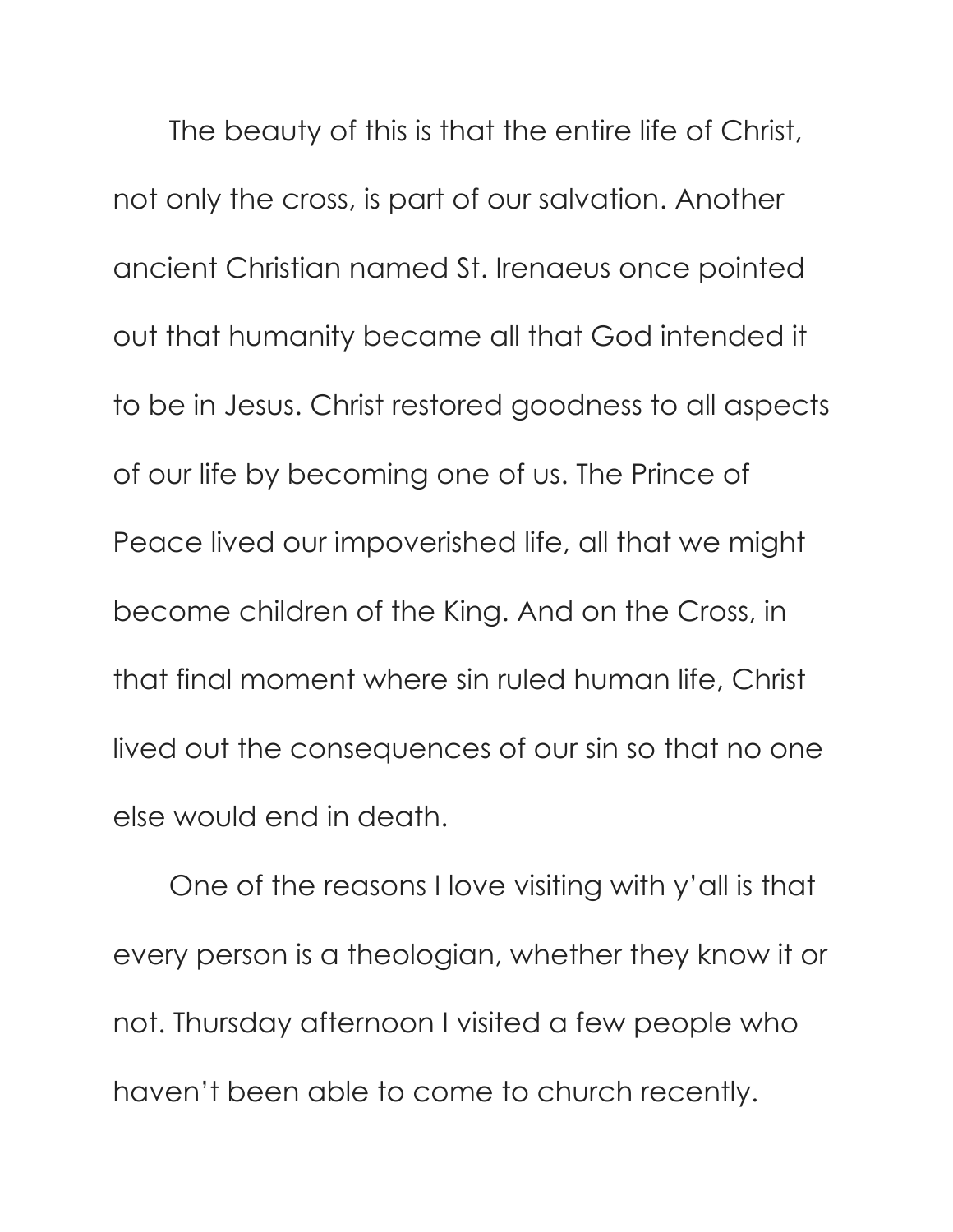The beauty of this is that the entire life of Christ, not only the cross, is part of our salvation. Another ancient Christian named St. Irenaeus once pointed out that humanity became all that God intended it to be in Jesus. Christ restored goodness to all aspects of our life by becoming one of us. The Prince of Peace lived our impoverished life, all that we might become children of the King. And on the Cross, in that final moment where sin ruled human life, Christ lived out the consequences of our sin so that no one else would end in death.

One of the reasons I love visiting with y'all is that every person is a theologian, whether they know it or not. Thursday afternoon I visited a few people who haven't been able to come to church recently.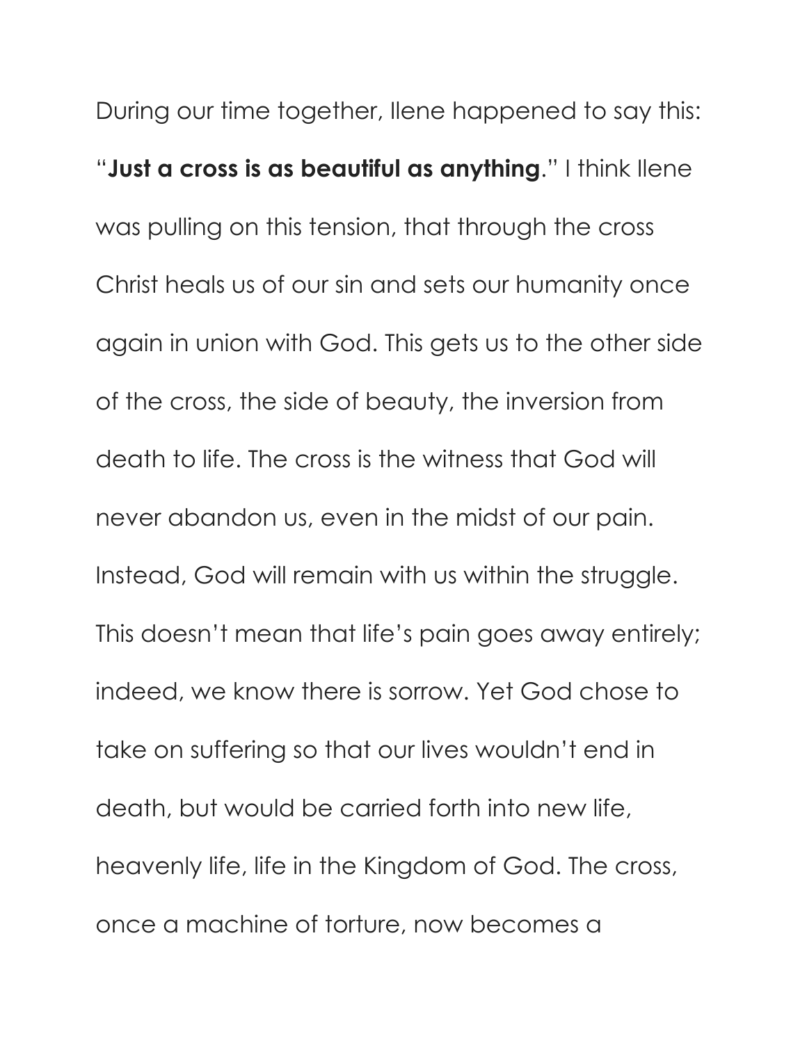During our time together, Ilene happened to say this: "**Just a cross is as beautiful as anything**." I think Ilene was pulling on this tension, that through the cross Christ heals us of our sin and sets our humanity once again in union with God. This gets us to the other side of the cross, the side of beauty, the inversion from death to life. The cross is the witness that God will never abandon us, even in the midst of our pain. Instead, God will remain with us within the struggle. This doesn't mean that life's pain goes away entirely; indeed, we know there is sorrow. Yet God chose to take on suffering so that our lives wouldn't end in death, but would be carried forth into new life, heavenly life, life in the Kingdom of God. The cross, once a machine of torture, now becomes a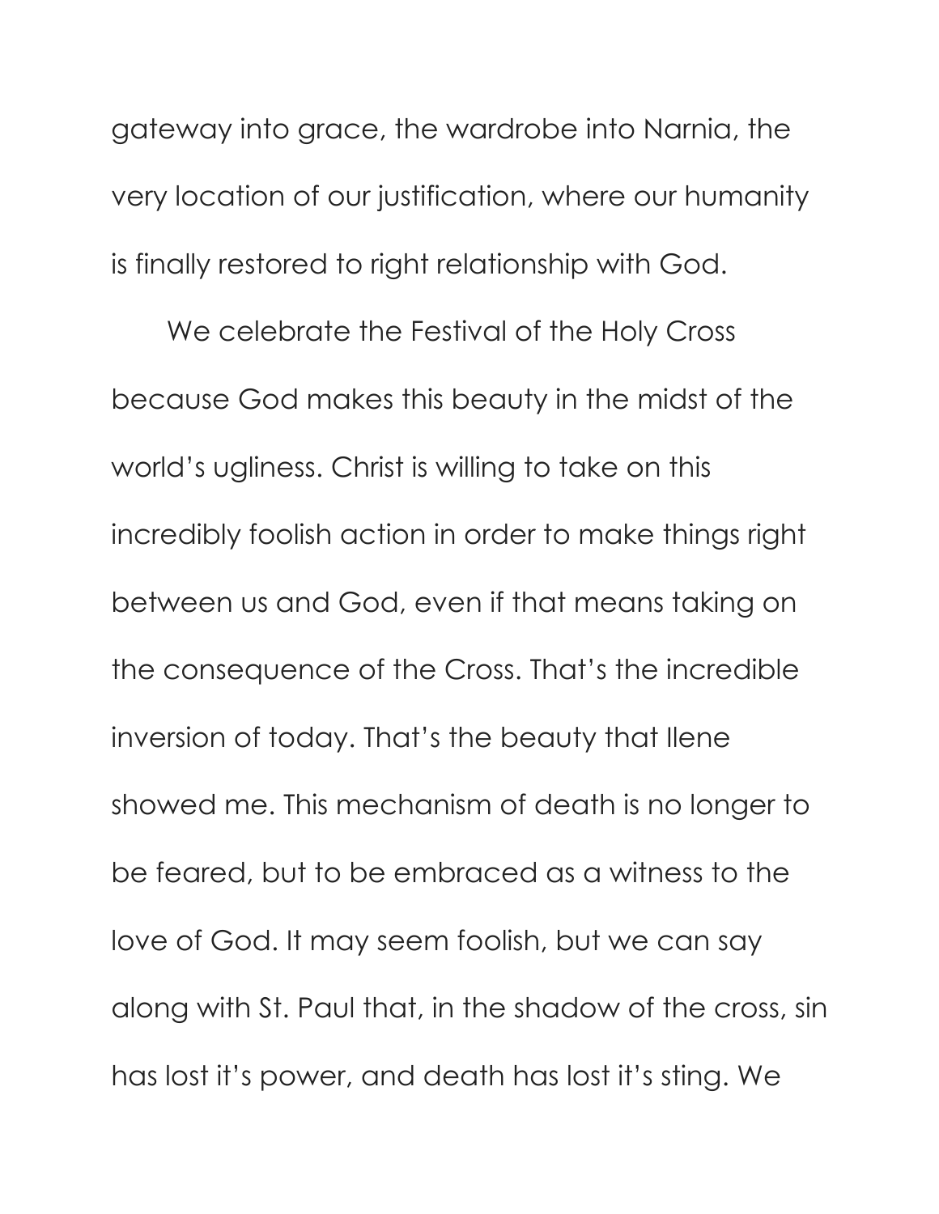gateway into grace, the wardrobe into Narnia, the very location of our justification, where our humanity is finally restored to right relationship with God.

We celebrate the Festival of the Holy Cross because God makes this beauty in the midst of the world's ugliness. Christ is willing to take on this incredibly foolish action in order to make things right between us and God, even if that means taking on the consequence of the Cross. That's the incredible inversion of today. That's the beauty that Ilene showed me. This mechanism of death is no longer to be feared, but to be embraced as a witness to the love of God. It may seem foolish, but we can say along with St. Paul that, in the shadow of the cross, sin has lost it's power, and death has lost it's sting. We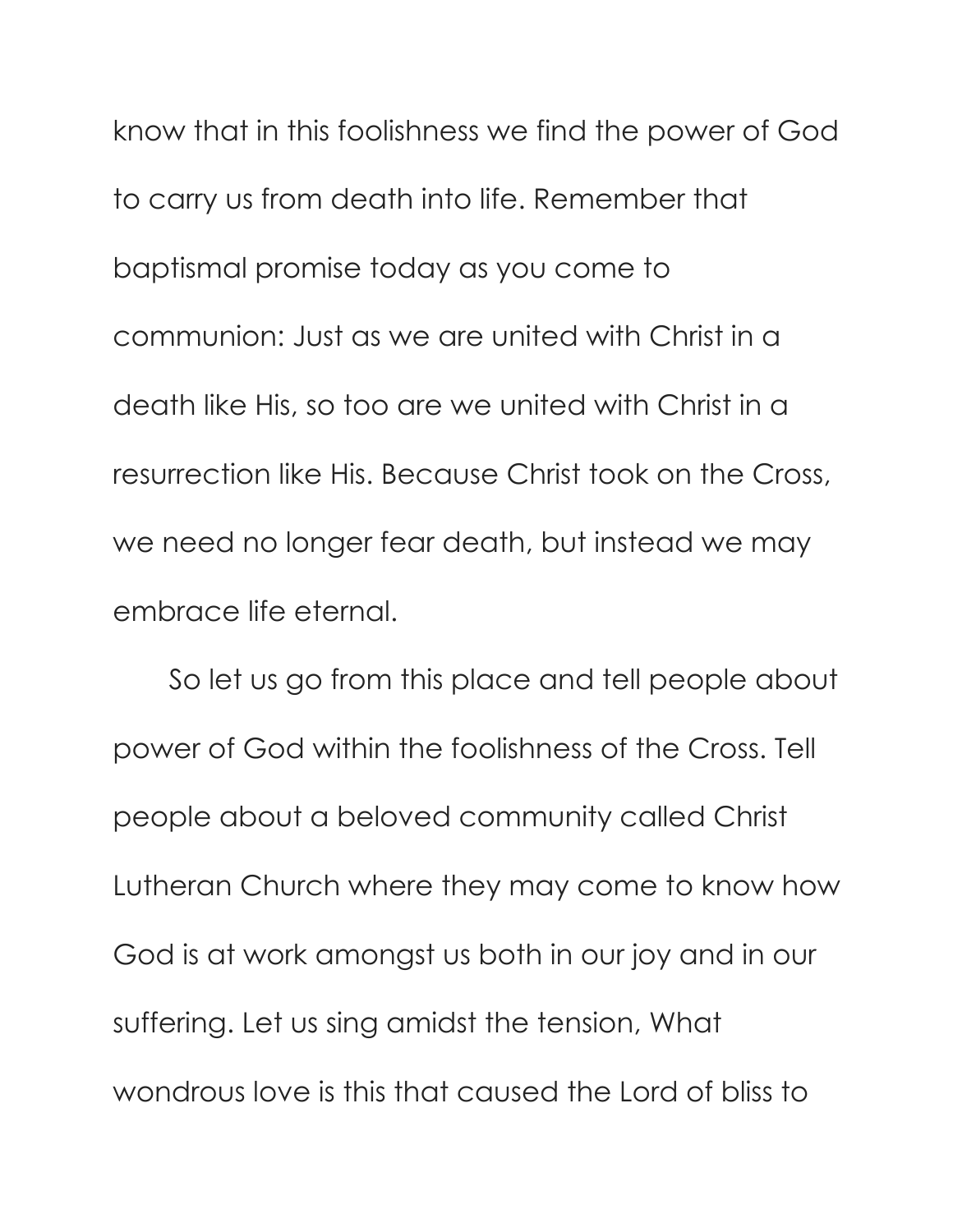know that in this foolishness we find the power of God to carry us from death into life. Remember that baptismal promise today as you come to communion: Just as we are united with Christ in a death like His, so too are we united with Christ in a resurrection like His. Because Christ took on the Cross, we need no longer fear death, but instead we may embrace life eternal.

So let us go from this place and tell people about power of God within the foolishness of the Cross. Tell people about a beloved community called Christ Lutheran Church where they may come to know how God is at work amongst us both in our joy and in our suffering. Let us sing amidst the tension, What wondrous love is this that caused the Lord of bliss to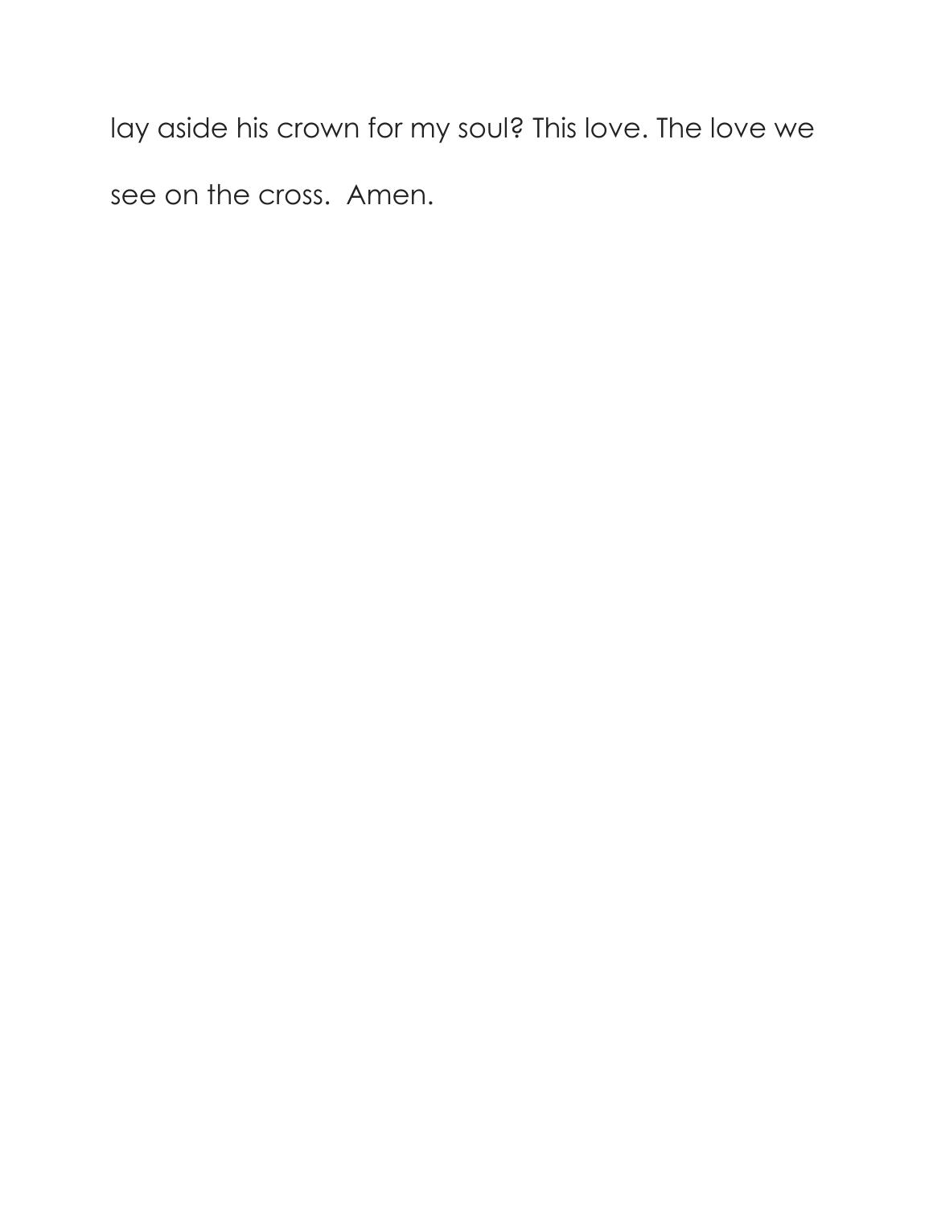lay aside his crown for my soul? This love. The love we see on the cross. Amen.